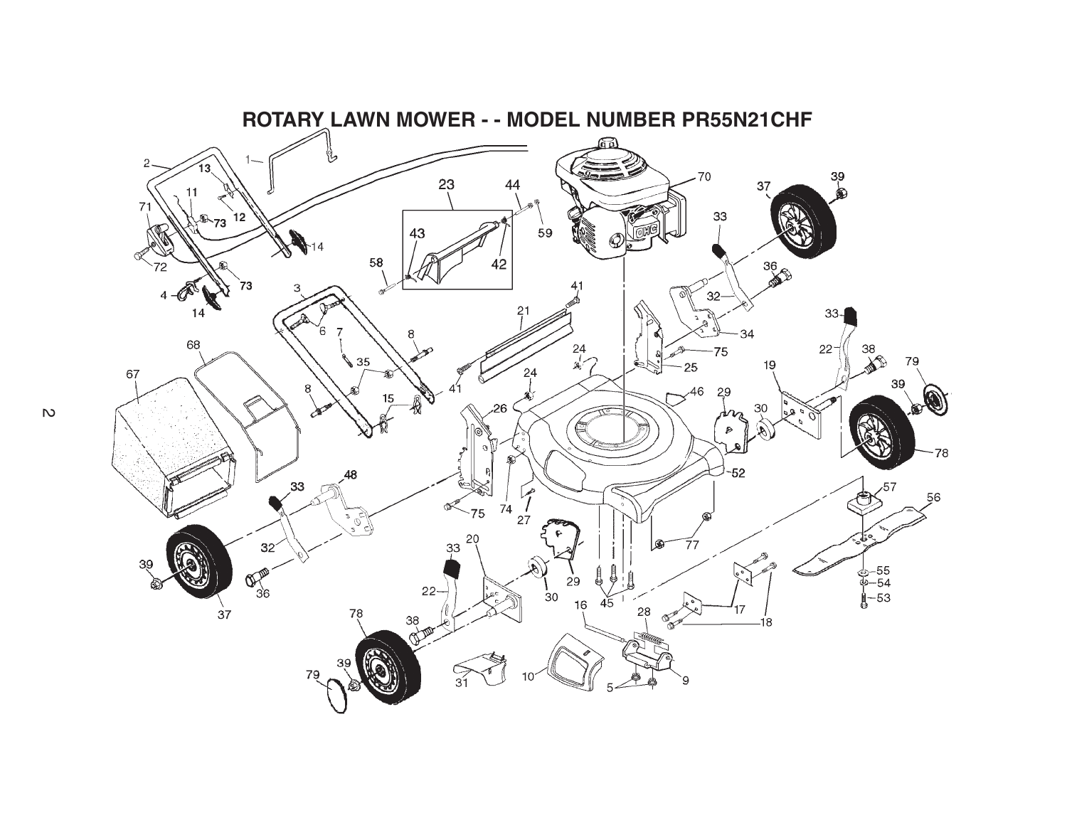# ROTARY LAWN MOWER - - MODEL NUMBER PR55N21CHF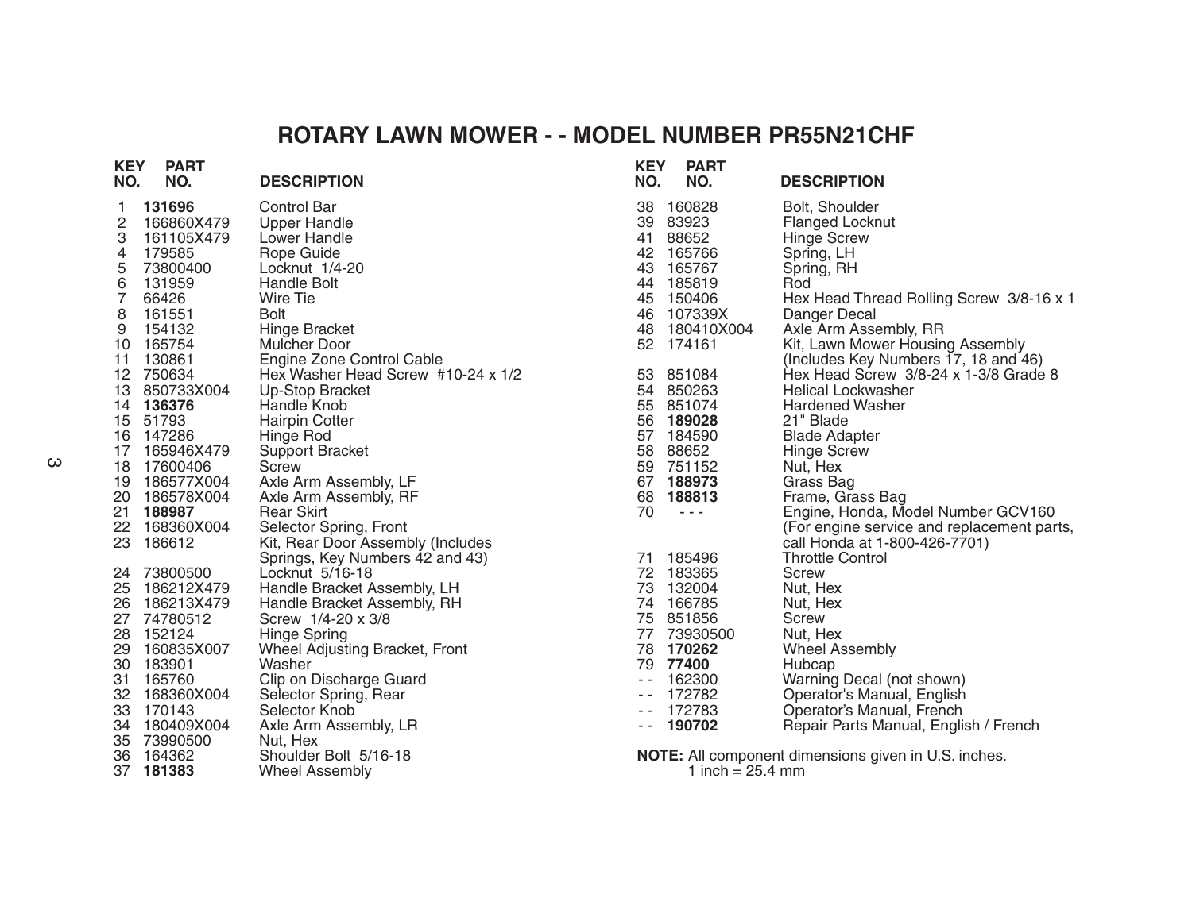# ROTARY LAWN MOWER - - MODEL NUMBER PR55N21CHF

| KEY NO. | PART NO. | DESCRIPTION |
|---|---|---|
| 1 | **131696** | Control Bar |
| 2 | 166860X479 | Upper Handle |
| 3 | 161105X479 | Lower Handle |
| 4 | 179585 | Rope Guide |
| 5 | 73800400 | Locknut 1/4-20 |
| 6 | 131959 | Handle Bolt |
| 7 | 66426 | Wire Tie |
| 8 | 161551 | Bolt |
| 9 | 154132 | Hinge Bracket |
| 10 | 165754 | Mulcher Door |
| 11 | 130861 | Engine Zone Control Cable |
| 12 | 750634 | Hex Washer Head Screw #10-24 x 1/2 |
| 13 | 850733X004 | Up-Stop Bracket |
| 14 | **136376** | Handle Knob |
| 15 | 51793 | Hairpin Cotter |
| 16 | 147286 | Hinge Rod |
| 17 | 165946X479 | Support Bracket |
| 18 | 17600406 | Screw |
| 19 | 186577X004 | Axle Arm Assembly, LF |
| 20 | 186578X004 | Axle Arm Assembly, RF |
| 21 | **188987** | Rear Skirt |
| 22 | 168360X004 | Selector Spring, Front |
| 23 | 186612 | Kit, Rear Door Assembly (Includes Springs, Key Numbers 42 and 43) |
| 24 | 73800500 | Locknut 5/16-18 |
| 25 | 186212X479 | Handle Bracket Assembly, LH |
| 26 | 186213X479 | Handle Bracket Assembly, RH |
| 27 | 74780512 | Screw 1/4-20 x 3/8 |
| 28 | 152124 | Hinge Spring |
| 29 | 160835X007 | Wheel Adjusting Bracket, Front |
| 30 | 183901 | Washer |
| 31 | 165760 | Clip on Discharge Guard |
| 32 | 168360X004 | Selector Spring, Rear |
| 33 | 170143 | Selector Knob |
| 34 | 180409X004 | Axle Arm Assembly, LR |
| 35 | 73990500 | Nut, Hex |
| 36 | 164362 | Shoulder Bolt 5/16-18 |
| 37 | **181383** | Wheel Assembly |
| 38 | 160828 | Bolt, Shoulder |
| 39 | 83923 | Flanged Locknut |
| 41 | 88652 | Hinge Screw |
| 42 | 165766 | Spring, LH |
| 43 | 165767 | Spring, RH |
| 44 | 185819 | Rod |
| 45 | 150406 | Hex Head Thread Rolling Screw 3/8-16 x 1 |
| 46 | 107339X | Danger Decal |
| 48 | 180410X004 | Axle Arm Assembly, RR |
| 52 | 174161 | Kit, Lawn Mower Housing Assembly (Includes Key Numbers 17, 18 and 46) |
| 53 | 851084 | Hex Head Screw 3/8-24 x 1-3/8 Grade 8 |
| 54 | 850263 | Helical Lockwasher |
| 55 | 851074 | Hardened Washer |
| 56 | **189028** | 21" Blade |
| 57 | 184590 | Blade Adapter |
| 58 | 88652 | Hinge Screw |
| 59 | 751152 | Nut, Hex |
| 67 | **188973** | Grass Bag |
| 68 | **188813** | Frame, Grass Bag |
| 70 | - - - | Engine, Honda, Model Number GCV160 (For engine service and replacement parts, call Honda at 1-800-426-7701) |
| 71 | 185496 | Throttle Control |
| 72 | 183365 | Screw |
| 73 | 132004 | Nut, Hex |
| 74 | 166785 | Nut, Hex |
| 75 | 851856 | Screw |
| 77 | 73930500 | Nut, Hex |
| 78 | **170262** | Wheel Assembly |
| 79 | **77400** | Hubcap |
| - - | 162300 | Warning Decal (not shown) |
| - - | 172782 | Operator's Manual, English |
| - - | 172783 | Operator's Manual, French |
| - - | **190702** | Repair Parts Manual, English / French |

**NOTE:** All component dimensions given in U.S. inches.
1 inch = 25.4 mm